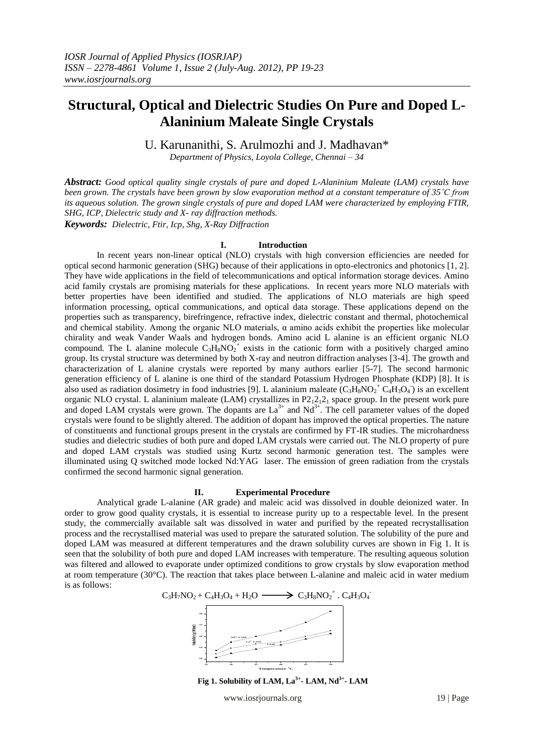# Structural, Optical and Dielectric Studies On Pure and Doped L-Alaninium Maleate Single Crystals

U. Karunanithi, S. Arulmozhi and J. Madhavan*

*Department of Physics, Loyola College, Chennai – 34*

***Abstract:*** *Good optical quality single crystals of pure and doped L-Alaninium Maleate (LAM) crystals have been grown. The crystals have been grown by slow evaporation method at a constant temperature of 35˚C from its aqueous solution. The grown single crystals of pure and doped LAM were characterized by employing FTIR, SHG, ICP, Dielectric study and X- ray diffraction methods.*

***Keywords:*** *Dielectric, Ftir, Icp, Shg, X-Ray Diffraction*

## I. Introduction

In recent years non-linear optical (NLO) crystals with high conversion efficiencies are needed for optical second harmonic generation (SHG) because of their applications in opto-electronics and photonics [1, 2]. They have wide applications in the field of telecommunications and optical information storage devices. Amino acid family crystals are promising materials for these applications. In recent years more NLO materials with better properties have been identified and studied. The applications of NLO materials are high speed information processing, optical communications, and optical data storage. These applications depend on the properties such as transparency, birefringence, refractive index, dielectric constant and thermal, photochemical and chemical stability. Among the organic NLO materials, α amino acids exhibit the properties like molecular chirality and weak Vander Waals and hydrogen bonds. Amino acid L alanine is an efficient organic NLO compound. The L alanine molecule $C_3H_8NO_2^+$ exists in the cationic form with a positively charged amino group. Its crystal structure was determined by both X-ray and neutron diffraction analyses [3-4]. The growth and characterization of L alanine crystals were reported by many authors earlier [5-7]. The second harmonic generation efficiency of L alanine is one third of the standard Potassium Hydrogen Phosphate (KDP) [8]. It is also used as radiation dosimetry in food industries [9]. L alaninium maleate ($C_3H_8NO_2^+$ $C_4H_3O_4^-$) is an excellent organic NLO crystal. L alaninium maleate (LAM) crystallizes in $P2_12_12_1$ space group. In the present work pure and doped LAM crystals were grown. The dopants are $La^{3+}$ and $Nd^{3+}$. The cell parameter values of the doped crystals were found to be slightly altered. The addition of dopant has improved the optical properties. The nature of constituents and functional groups present in the crystals are confirmed by FT-IR studies. The microhardness studies and dielectric studies of both pure and doped LAM crystals were carried out. The NLO property of pure and doped LAM crystals was studied using Kurtz second harmonic generation test. The samples were illuminated using Q switched mode locked Nd:YAG laser. The emission of green radiation from the crystals confirmed the second harmonic signal generation.

## II. Experimental Procedure

Analytical grade L-alanine (AR grade) and maleic acid was dissolved in double deionized water. In order to grow good quality crystals, it is essential to increase purity up to a respectable level. In the present study, the commercially available salt was dissolved in water and purified by the repeated recrystallisation process and the recrystallised material was used to prepare the saturated solution. The solubility of the pure and doped LAM was measured at different temperatures and the drawn solubility curves are shown in Fig 1. It is seen that the solubility of both pure and doped LAM increases with temperature. The resulting aqueous solution was filtered and allowed to evaporate under optimized conditions to grow crystals by slow evaporation method at room temperature (30°C). The reaction that takes place between L-alanine and maleic acid in water medium is as follows:

$$C_3H_7NO_2 + C_4H_3O_4 + H_2O \longrightarrow C_3H_8NO_2^+ \,.\, C_4H_3O_4^-$$

**Fig 1. Solubility of LAM, $La^{3+}$- LAM, $Nd^{3+}$- LAM**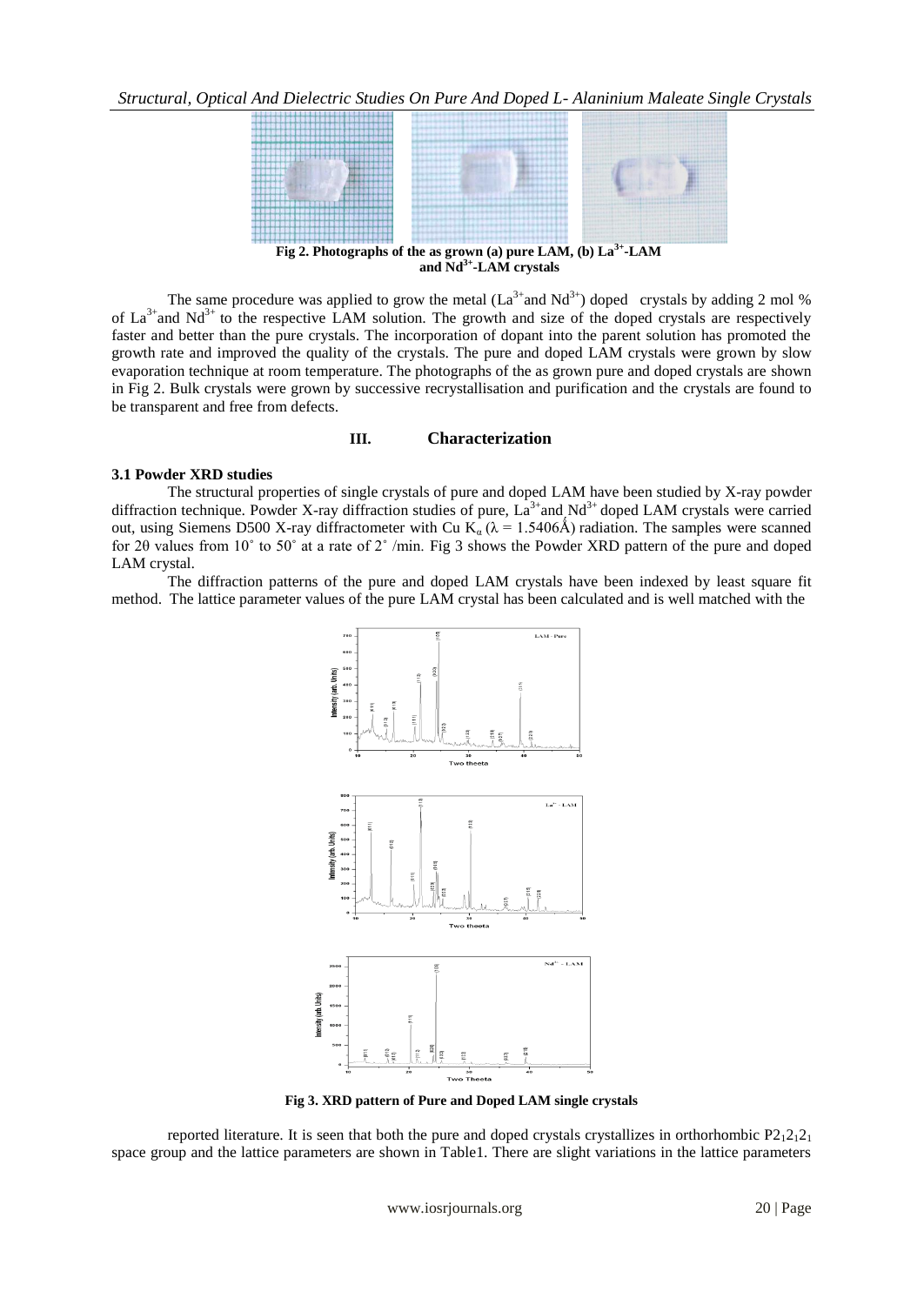Fig 2. Photographs of the as grown (a) pure LAM, (b) $La^{3+}$-LAM and $Nd^{3+}$-LAM crystals

The same procedure was applied to grow the metal ($La^{3+}$and $Nd^{3+}$) doped crystals by adding 2 mol % of $La^{3+}$and $Nd^{3+}$ to the respective LAM solution. The growth and size of the doped crystals are respectively faster and better than the pure crystals. The incorporation of dopant into the parent solution has promoted the growth rate and improved the quality of the crystals. The pure and doped LAM crystals were grown by slow evaporation technique at room temperature. The photographs of the as grown pure and doped crystals are shown in Fig 2. Bulk crystals were grown by successive recrystallisation and purification and the crystals are found to be transparent and free from defects.

## III. Characterization

### 3.1 Powder XRD studies

The structural properties of single crystals of pure and doped LAM have been studied by X-ray powder diffraction technique. Powder X-ray diffraction studies of pure, $La^{3+}$and $Nd^{3+}$ doped LAM crystals were carried out, using Siemens D500 X-ray diffractometer with Cu $K_{\alpha}$ ($\lambda$ = 1.5406Å) radiation. The samples were scanned for 2θ values from 10˚ to 50˚ at a rate of 2˚ /min. Fig 3 shows the Powder XRD pattern of the pure and doped LAM crystal.

The diffraction patterns of the pure and doped LAM crystals have been indexed by least square fit method. The lattice parameter values of the pure LAM crystal has been calculated and is well matched with the

Fig 3. XRD pattern of Pure and Doped LAM single crystals

reported literature. It is seen that both the pure and doped crystals crystallizes in orthorhombic $P2_12_12_1$ space group and the lattice parameters are shown in Table1. There are slight variations in the lattice parameters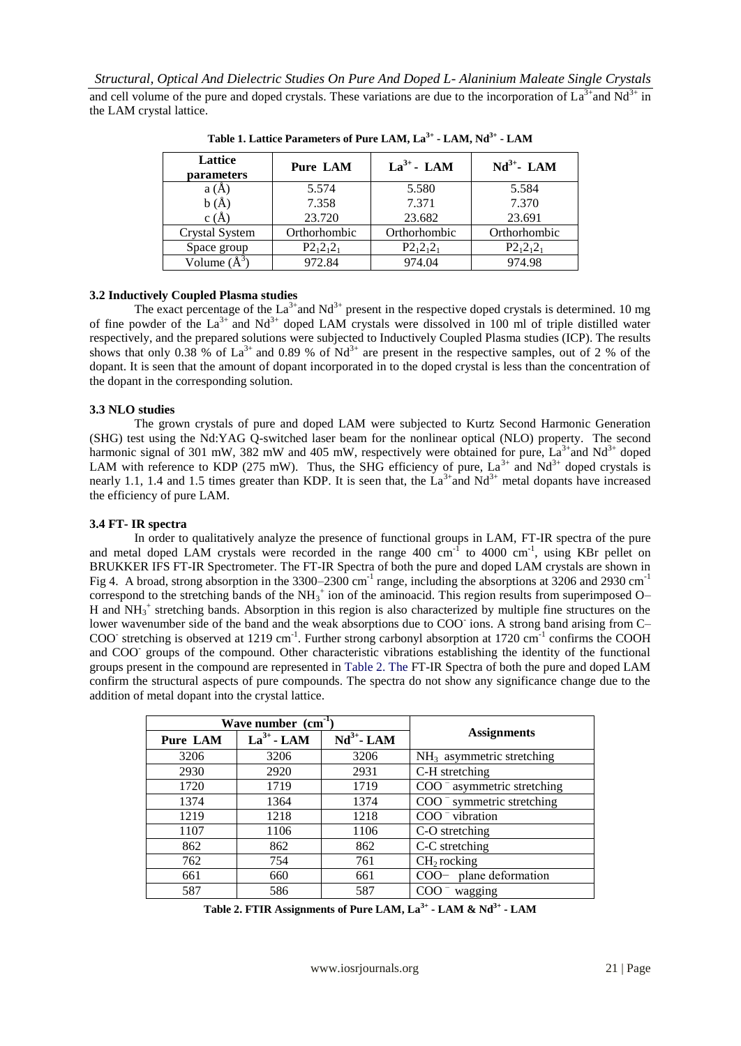and cell volume of the pure and doped crystals. These variations are due to the incorporation of $La^{3+}$and $Nd^{3+}$ in the LAM crystal lattice.

**Table 1. Lattice Parameters of Pure LAM, $La^{3+}$ - LAM, $Nd^{3+}$ - LAM**

| Lattice parameters | Pure LAM | $La^{3+}$ - LAM | $Nd^{3+}$- LAM |
|---|---|---|---|
| a (Å) | 5.574 | 5.580 | 5.584 |
| b (Å) | 7.358 | 7.371 | 7.370 |
| c (Å) | 23.720 | 23.682 | 23.691 |
| Crystal System | Orthorhombic | Orthorhombic | Orthorhombic |
| Space group | $P2_12_12_1$ | $P2_12_12_1$ | $P2_12_12_1$ |
| Volume ($Å^3$) | 972.84 | 974.04 | 974.98 |

### 3.2 Inductively Coupled Plasma studies

The exact percentage of the $La^{3+}$and $Nd^{3+}$ present in the respective doped crystals is determined. 10 mg of fine powder of the $La^{3+}$ and $Nd^{3+}$ doped LAM crystals were dissolved in 100 ml of triple distilled water respectively, and the prepared solutions were subjected to Inductively Coupled Plasma studies (ICP). The results shows that only 0.38 % of $La^{3+}$ and 0.89 % of $Nd^{3+}$ are present in the respective samples, out of 2 % of the dopant. It is seen that the amount of dopant incorporated in to the doped crystal is less than the concentration of the dopant in the corresponding solution.

### 3.3 NLO studies

The grown crystals of pure and doped LAM were subjected to Kurtz Second Harmonic Generation (SHG) test using the Nd:YAG Q-switched laser beam for the nonlinear optical (NLO) property. The second harmonic signal of 301 mW, 382 mW and 405 mW, respectively were obtained for pure, $La^{3+}$and $Nd^{3+}$ doped LAM with reference to KDP (275 mW). Thus, the SHG efficiency of pure, $La^{3+}$ and $Nd^{3+}$ doped crystals is nearly 1.1, 1.4 and 1.5 times greater than KDP. It is seen that, the $La^{3+}$and $Nd^{3+}$ metal dopants have increased the efficiency of pure LAM.

### 3.4 FT- IR spectra

In order to qualitatively analyze the presence of functional groups in LAM, FT-IR spectra of the pure and metal doped LAM crystals were recorded in the range 400 $cm^{-1}$ to 4000 $cm^{-1}$, using KBr pellet on BRUKKER IFS FT-IR Spectrometer. The FT-IR Spectra of both the pure and doped LAM crystals are shown in Fig 4. A broad, strong absorption in the 3300–2300 $cm^{-1}$ range, including the absorptions at 3206 and 2930 $cm^{-1}$ correspond to the stretching bands of the $NH_3^+$ ion of the aminoacid. This region results from superimposed O–H and $NH_3^+$ stretching bands. Absorption in this region is also characterized by multiple fine structures on the lower wavenumber side of the band and the weak absorptions due to $COO^-$ ions. A strong band arising from C–$COO^-$ stretching is observed at 1219 $cm^{-1}$. Further strong carbonyl absorption at 1720 $cm^{-1}$ confirms the COOH and $COO^-$ groups of the compound. Other characteristic vibrations establishing the identity of the functional groups present in the compound are represented in Table 2. The FT-IR Spectra of both the pure and doped LAM confirm the structural aspects of pure compounds. The spectra do not show any significance change due to the addition of metal dopant into the crystal lattice.

| Wave number ($cm^{-1}$) | | | Assignments |
|---|---|---|---|
| Pure LAM | $La^{3+}$ - LAM | $Nd^{3+}$- LAM | |
| 3206 | 3206 | 3206 | $NH_3$ asymmetric stretching |
| 2930 | 2920 | 2931 | C-H stretching |
| 1720 | 1719 | 1719 | $COO^-$ asymmetric stretching |
| 1374 | 1364 | 1374 | $COO^-$ symmetric stretching |
| 1219 | 1218 | 1218 | $COO^-$ vibration |
| 1107 | 1106 | 1106 | C-O stretching |
| 862 | 862 | 862 | C-C stretching |
| 762 | 754 | 761 | $CH_2$ rocking |
| 661 | 660 | 661 | $COO^-$ plane deformation |
| 587 | 586 | 587 | $COO^-$ wagging |

**Table 2. FTIR Assignments of Pure LAM, $La^{3+}$ - LAM & $Nd^{3+}$ - LAM**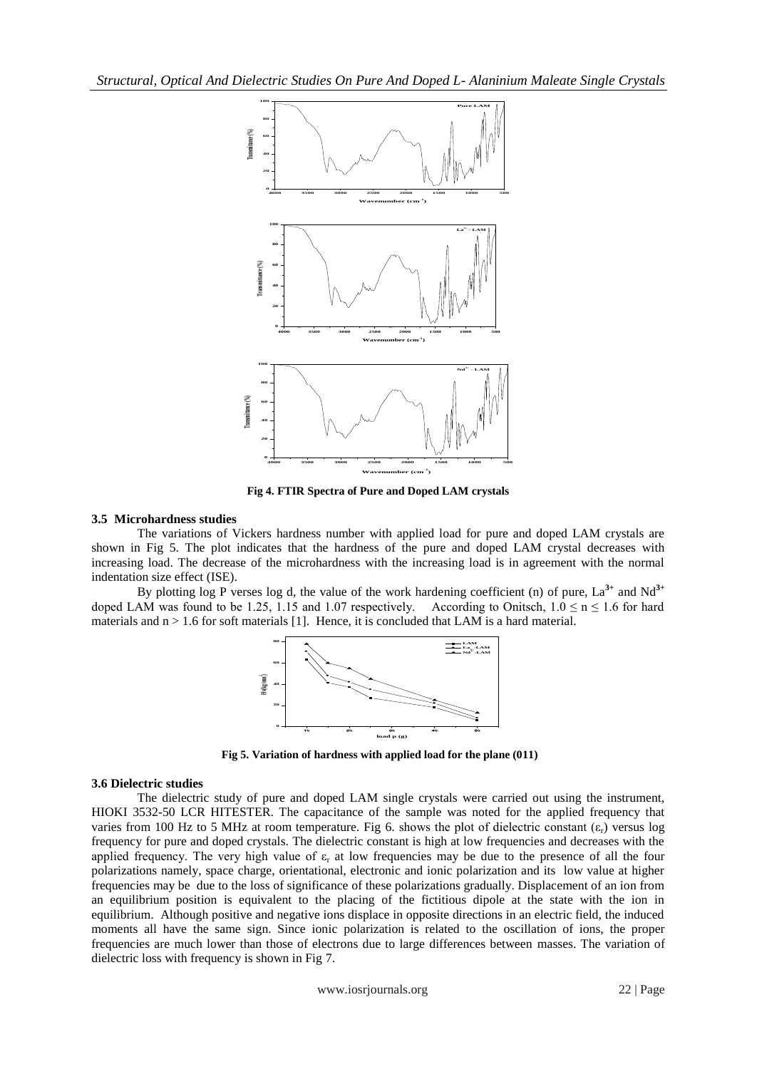Fig 4. FTIR Spectra of Pure and Doped LAM crystals

### 3.5 Microhardness studies

The variations of Vickers hardness number with applied load for pure and doped LAM crystals are shown in Fig 5. The plot indicates that the hardness of the pure and doped LAM crystal decreases with increasing load. The decrease of the microhardness with the increasing load is in agreement with the normal indentation size effect (ISE).

By plotting log P verses log d, the value of the work hardening coefficient (n) of pure, $La^{3+}$ and $Nd^{3+}$ doped LAM was found to be 1.25, 1.15 and 1.07 respectively. According to Onitsch, $1.0 \leq n \leq 1.6$ for hard materials and $n > 1.6$ for soft materials [1]. Hence, it is concluded that LAM is a hard material.

Fig 5. Variation of hardness with applied load for the plane (011)

### 3.6 Dielectric studies

The dielectric study of pure and doped LAM single crystals were carried out using the instrument, HIOKI 3532-50 LCR HITESTER. The capacitance of the sample was noted for the applied frequency that varies from 100 Hz to 5 MHz at room temperature. Fig 6. shows the plot of dielectric constant ($\varepsilon_r$) versus log frequency for pure and doped crystals. The dielectric constant is high at low frequencies and decreases with the applied frequency. The very high value of $\varepsilon_r$ at low frequencies may be due to the presence of all the four polarizations namely, space charge, orientational, electronic and ionic polarization and its low value at higher frequencies may be due to the loss of significance of these polarizations gradually. Displacement of an ion from an equilibrium position is equivalent to the placing of the fictitious dipole at the state with the ion in equilibrium. Although positive and negative ions displace in opposite directions in an electric field, the induced moments all have the same sign. Since ionic polarization is related to the oscillation of ions, the proper frequencies are much lower than those of electrons due to large differences between masses. The variation of dielectric loss with frequency is shown in Fig 7.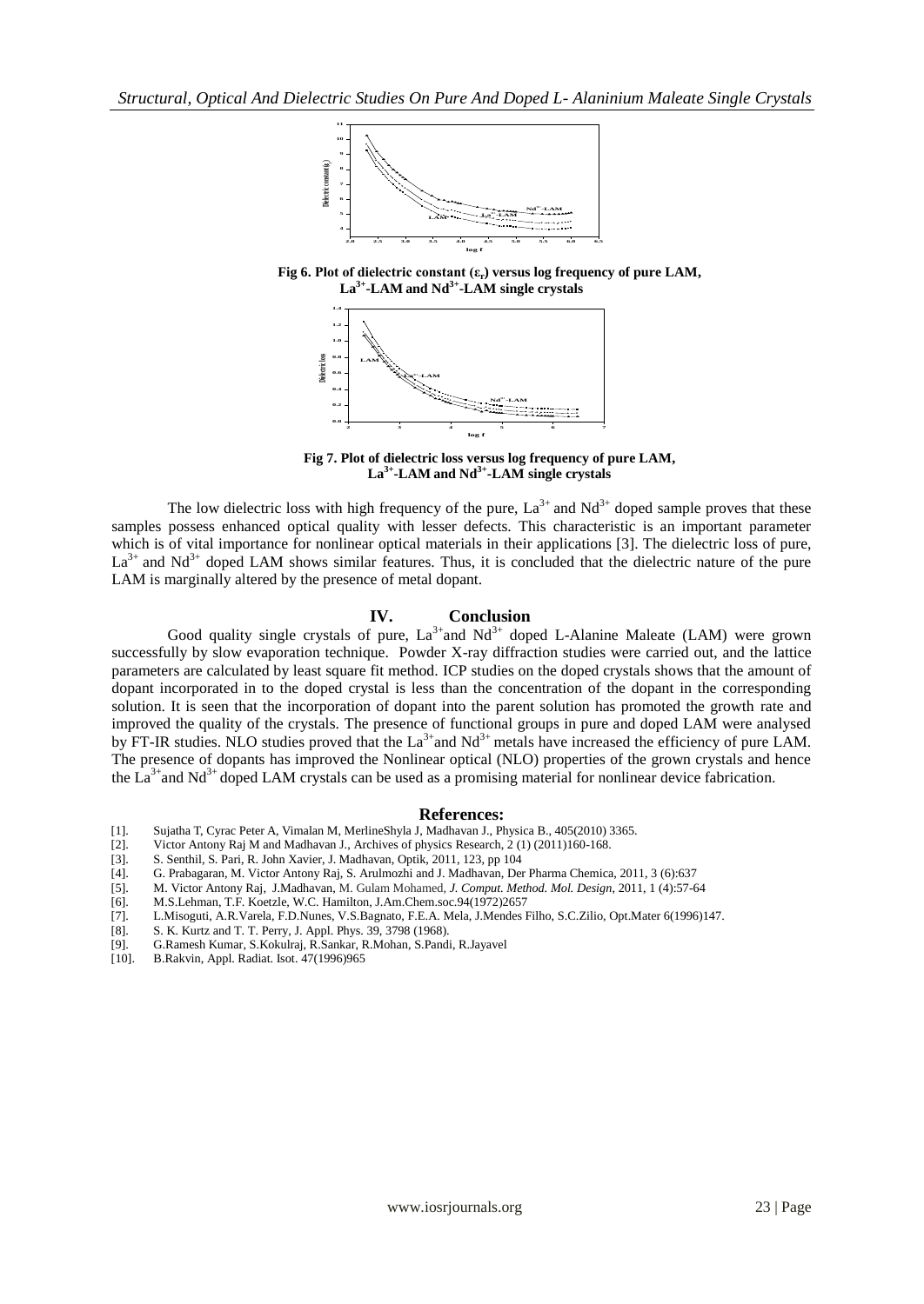Dielectric constant (εr)

11
10
9
8
7
6
5
4

2.0 2.5 3.0 3.5 4.0 4.5 5.0 5.5 6.0 6.5

log f

$Nd^{3+}$-LAM
$La^{3+}$-LAM
LAM

**Fig 6. Plot of dielectric constant ($\varepsilon_r$) versus log frequency of pure LAM, $La^{3+}$-LAM and $Nd^{3+}$-LAM single crystals**

Dielectric loss

1.4
1.2
1.0
0.8
0.6
0.4
0.2
0.0

2 3 4 5 6 7

log f

LAM
$La^{3+}$-LAM
$Nd^{3+}$-LAM

**Fig 7. Plot of dielectric loss versus log frequency of pure LAM, $La^{3+}$-LAM and $Nd^{3+}$-LAM single crystals**

The low dielectric loss with high frequency of the pure, $La^{3+}$ and $Nd^{3+}$ doped sample proves that these samples possess enhanced optical quality with lesser defects. This characteristic is an important parameter which is of vital importance for nonlinear optical materials in their applications [3]. The dielectric loss of pure, $La^{3+}$ and $Nd^{3+}$ doped LAM shows similar features. Thus, it is concluded that the dielectric nature of the pure LAM is marginally altered by the presence of metal dopant.

## IV. Conclusion

Good quality single crystals of pure, $La^{3+}$and $Nd^{3+}$ doped L-Alanine Maleate (LAM) were grown successfully by slow evaporation technique. Powder X-ray diffraction studies were carried out, and the lattice parameters are calculated by least square fit method. ICP studies on the doped crystals shows that the amount of dopant incorporated in to the doped crystal is less than the concentration of the dopant in the corresponding solution. It is seen that the incorporation of dopant into the parent solution has promoted the growth rate and improved the quality of the crystals. The presence of functional groups in pure and doped LAM were analysed by FT-IR studies. NLO studies proved that the $La^{3+}$and $Nd^{3+}$ metals have increased the efficiency of pure LAM. The presence of dopants has improved the Nonlinear optical (NLO) properties of the grown crystals and hence the $La^{3+}$and $Nd^{3+}$ doped LAM crystals can be used as a promising material for nonlinear device fabrication.

## References:

[1]. Sujatha T, Cyrac Peter A, Vimalan M, MerlineShyla J, Madhavan J., Physica B., 405(2010) 3365.
[2]. Victor Antony Raj M and Madhavan J., Archives of physics Research, 2 (1) (2011)160-168.
[3]. S. Senthil, S. Pari, R. John Xavier, J. Madhavan, Optik, 2011, 123, pp 104
[4]. G. Prabagaran, M. Victor Antony Raj, S. Arulmozhi and J. Madhavan, Der Pharma Chemica, 2011, 3 (6):637
[5]. M. Victor Antony Raj, J.Madhavan, M. Gulam Mohamed, *J. Comput. Method. Mol. Design*, 2011, 1 (4):57-64
[6]. M.S.Lehman, T.F. Koetzle, W.C. Hamilton, J.Am.Chem.soc.94(1972)2657
[7]. L.Misoguti, A.R.Varela, F.D.Nunes, V.S.Bagnato, F.E.A. Mela, J.Mendes Filho, S.C.Zilio, Opt.Mater 6(1996)147.
[8]. S. K. Kurtz and T. T. Perry, J. Appl. Phys. 39, 3798 (1968).
[9]. G.Ramesh Kumar, S.Kokulraj, R.Sankar, R.Mohan, S.Pandi, R.Jayavel
[10]. B.Rakvin, Appl. Radiat. Isot. 47(1996)965